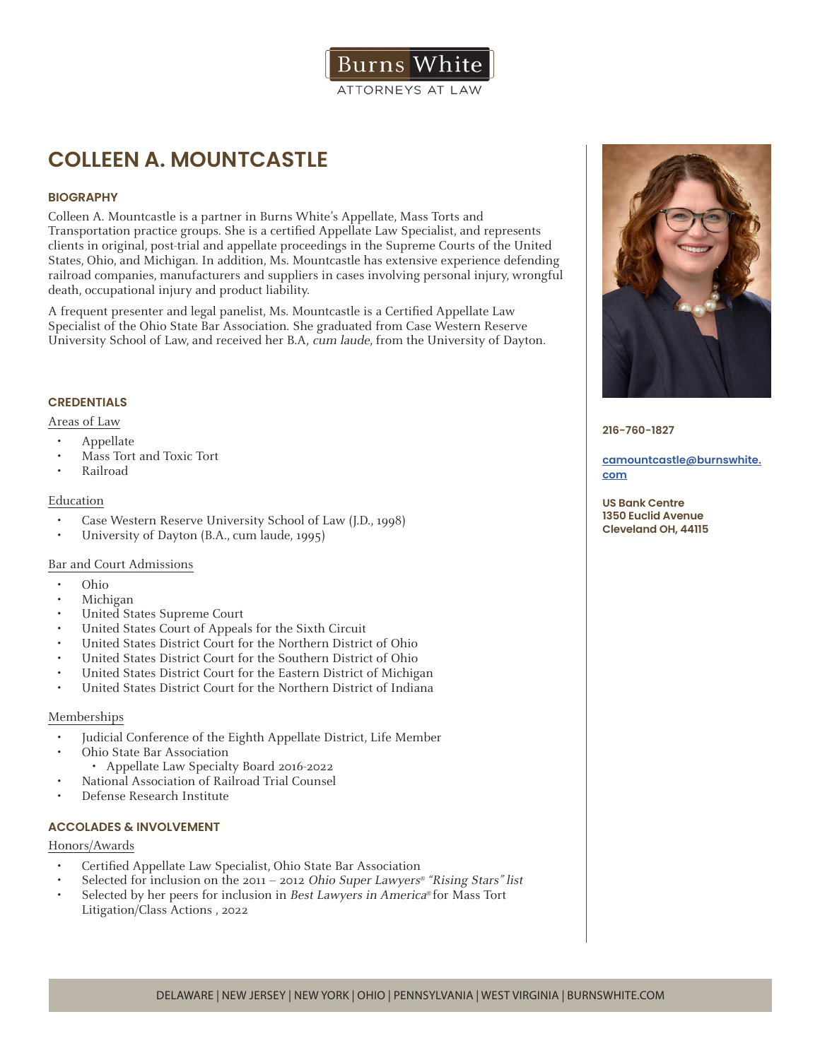Burns White
ATTORNEYS AT LAW

# COLLEEN A. MOUNTCASTLE

## BIOGRAPHY

Colleen A. Mountcastle is a partner in Burns White's Appellate, Mass Torts and Transportation practice groups. She is a certified Appellate Law Specialist, and represents clients in original, post-trial and appellate proceedings in the Supreme Courts of the United States, Ohio, and Michigan. In addition, Ms. Mountcastle has extensive experience defending railroad companies, manufacturers and suppliers in cases involving personal injury, wrongful death, occupational injury and product liability.

A frequent presenter and legal panelist, Ms. Mountcastle is a Certified Appellate Law Specialist of the Ohio State Bar Association. She graduated from Case Western Reserve University School of Law, and received her B.A, *cum laude*, from the University of Dayton.

216-760-1827

camountcastle@burnswhite.com

**US Bank Centre**
**1350 Euclid Avenue**
**Cleveland OH, 44115**

## CREDENTIALS

### Areas of Law

- Appellate
- Mass Tort and Toxic Tort
- Railroad

### Education

- Case Western Reserve University School of Law (J.D., 1998)
- University of Dayton (B.A., cum laude, 1995)

### Bar and Court Admissions

- Ohio
- Michigan
- United States Supreme Court
- United States Court of Appeals for the Sixth Circuit
- United States District Court for the Northern District of Ohio
- United States District Court for the Southern District of Ohio
- United States District Court for the Eastern District of Michigan
- United States District Court for the Northern District of Indiana

### Memberships

- Judicial Conference of the Eighth Appellate District, Life Member
- Ohio State Bar Association
  - Appellate Law Specialty Board 2016-2022
- National Association of Railroad Trial Counsel
- Defense Research Institute

## ACCOLADES & INVOLVEMENT

### Honors/Awards

- Certified Appellate Law Specialist, Ohio State Bar Association
- Selected for inclusion on the 2011 – 2012 *Ohio Super Lawyers® "Rising Stars" list*
- Selected by her peers for inclusion in *Best Lawyers in America®* for Mass Tort Litigation/Class Actions , 2022

DELAWARE | NEW JERSEY | NEW YORK | OHIO | PENNSYLVANIA | WEST VIRGINIA | BURNSWHITE.COM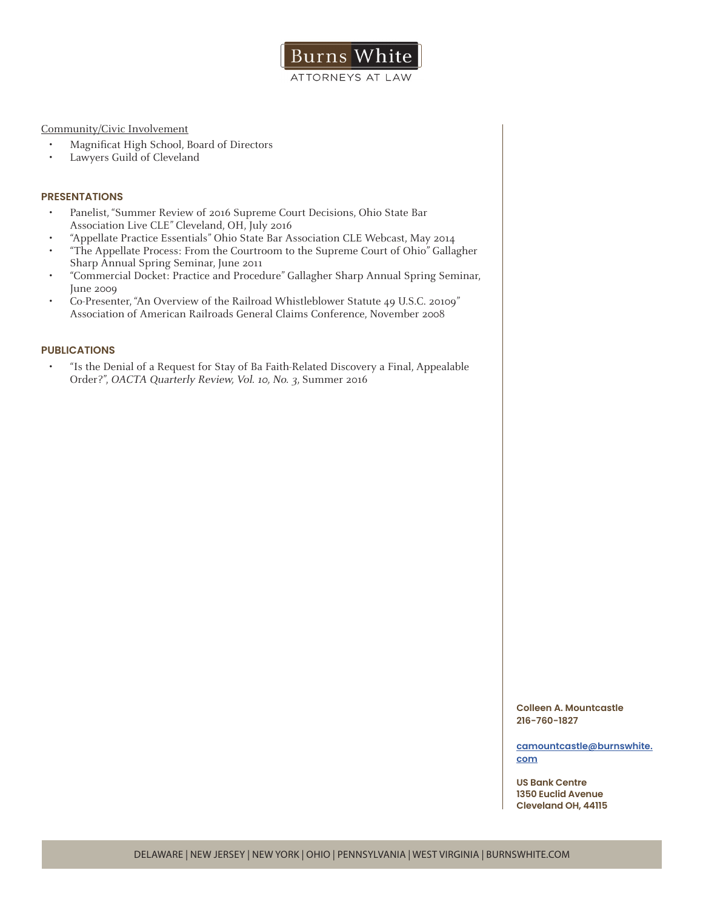Community/Civic Involvement

- Magnificat High School, Board of Directors
- Lawyers Guild of Cleveland

## PRESENTATIONS

- Panelist, "Summer Review of 2016 Supreme Court Decisions, Ohio State Bar Association Live CLE" Cleveland, OH, July 2016
- "Appellate Practice Essentials" Ohio State Bar Association CLE Webcast, May 2014
- "The Appellate Process: From the Courtroom to the Supreme Court of Ohio" Gallagher Sharp Annual Spring Seminar, June 2011
- "Commercial Docket: Practice and Procedure" Gallagher Sharp Annual Spring Seminar, June 2009
- Co-Presenter, "An Overview of the Railroad Whistleblower Statute 49 U.S.C. 20109" Association of American Railroads General Claims Conference, November 2008

## PUBLICATIONS

- "Is the Denial of a Request for Stay of Ba Faith-Related Discovery a Final, Appealable Order?", *OACTA Quarterly Review, Vol. 10, No. 3*, Summer 2016

**Colleen A. Mountcastle**
**216-760-1827**

**camountcastle@burnswhite.com**

**US Bank Centre**
**1350 Euclid Avenue**
**Cleveland OH, 44115**